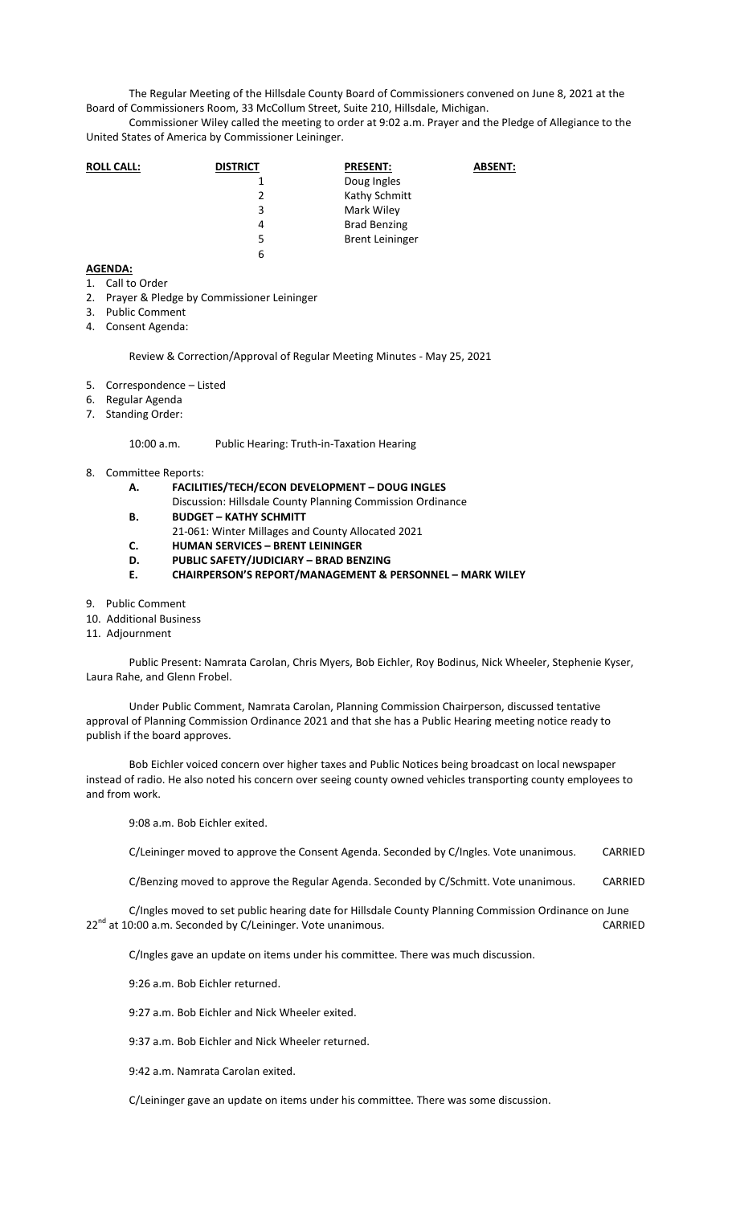The Regular Meeting of the Hillsdale County Board of Commissioners convened on June 8, 2021 at the Board of Commissioners Room, 33 McCollum Street, Suite 210, Hillsdale, Michigan.

Commissioner Wiley called the meeting to order at 9:02 a.m. Prayer and the Pledge of Allegiance to the United States of America by Commissioner Leininger.

| **ROLL CALL:** | **DISTRICT** | **PRESENT:** | **ABSENT:** |
|---|---|---|---|
| | 1 | Doug Ingles | |
| | 2 | Kathy Schmitt | |
| | 3 | Mark Wiley | |
| | 4 | Brad Benzing | |
| | 5 | Brent Leininger | |
| | 6 | | |

**AGENDA:**

1. Call to Order
2. Prayer & Pledge by Commissioner Leininger
3. Public Comment
4. Consent Agenda:

   Review & Correction/Approval of Regular Meeting Minutes - May 25, 2021

5. Correspondence – Listed
6. Regular Agenda
7. Standing Order:

   10:00 a.m. Public Hearing: Truth-in-Taxation Hearing

8. Committee Reports:
   - **A. FACILITIES/TECH/ECON DEVELOPMENT – DOUG INGLES**
     Discussion: Hillsdale County Planning Commission Ordinance
   - **B. BUDGET – KATHY SCHMITT**
     21-061: Winter Millages and County Allocated 2021
   - **C. HUMAN SERVICES – BRENT LEININGER**
   - **D. PUBLIC SAFETY/JUDICIARY – BRAD BENZING**
   - **E. CHAIRPERSON'S REPORT/MANAGEMENT & PERSONNEL – MARK WILEY**
9. Public Comment
10. Additional Business
11. Adjournment

Public Present: Namrata Carolan, Chris Myers, Bob Eichler, Roy Bodinus, Nick Wheeler, Stephenie Kyser, Laura Rahe, and Glenn Frobel.

Under Public Comment, Namrata Carolan, Planning Commission Chairperson, discussed tentative approval of Planning Commission Ordinance 2021 and that she has a Public Hearing meeting notice ready to publish if the board approves.

Bob Eichler voiced concern over higher taxes and Public Notices being broadcast on local newspaper instead of radio. He also noted his concern over seeing county owned vehicles transporting county employees to and from work.

9:08 a.m. Bob Eichler exited.

C/Leininger moved to approve the Consent Agenda. Seconded by C/Ingles. Vote unanimous. CARRIED

C/Benzing moved to approve the Regular Agenda. Seconded by C/Schmitt. Vote unanimous. CARRIED

C/Ingles moved to set public hearing date for Hillsdale County Planning Commission Ordinance on June 22nd at 10:00 a.m. Seconded by C/Leininger. Vote unanimous. CARRIED

C/Ingles gave an update on items under his committee. There was much discussion.

9:26 a.m. Bob Eichler returned.

9:27 a.m. Bob Eichler and Nick Wheeler exited.

9:37 a.m. Bob Eichler and Nick Wheeler returned.

9:42 a.m. Namrata Carolan exited.

C/Leininger gave an update on items under his committee. There was some discussion.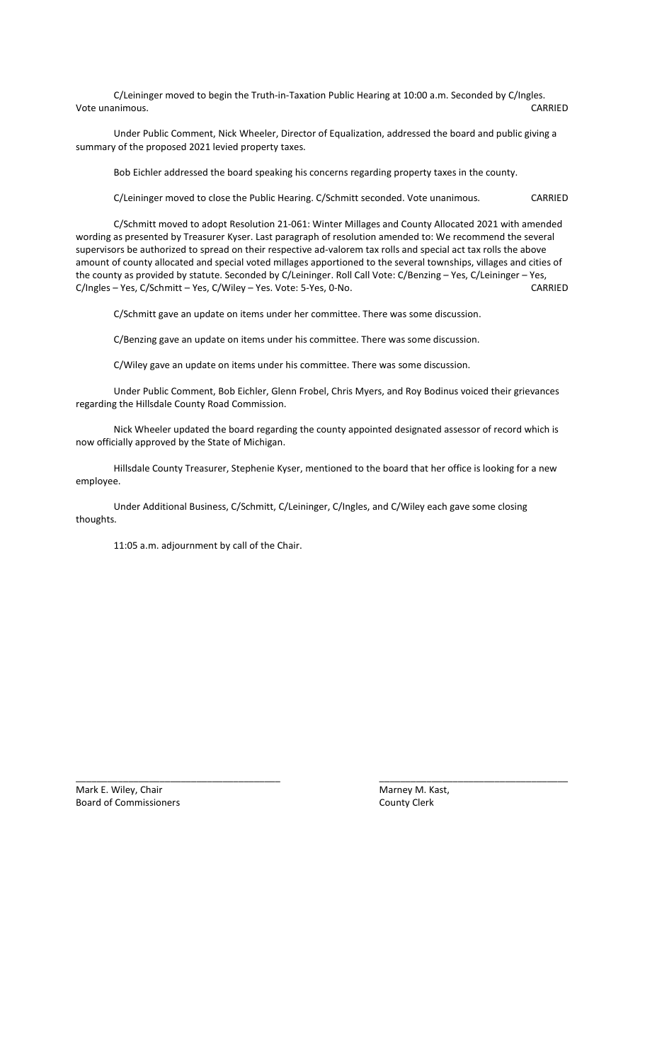C/Leininger moved to begin the Truth-in-Taxation Public Hearing at 10:00 a.m. Seconded by C/Ingles. Vote unanimous. CARRIED

Under Public Comment, Nick Wheeler, Director of Equalization, addressed the board and public giving a summary of the proposed 2021 levied property taxes.

Bob Eichler addressed the board speaking his concerns regarding property taxes in the county.

C/Leininger moved to close the Public Hearing. C/Schmitt seconded. Vote unanimous. CARRIED

C/Schmitt moved to adopt Resolution 21-061: Winter Millages and County Allocated 2021 with amended wording as presented by Treasurer Kyser. Last paragraph of resolution amended to: We recommend the several supervisors be authorized to spread on their respective ad-valorem tax rolls and special act tax rolls the above amount of county allocated and special voted millages apportioned to the several townships, villages and cities of the county as provided by statute. Seconded by C/Leininger. Roll Call Vote: C/Benzing – Yes, C/Leininger – Yes, C/Ingles – Yes, C/Schmitt – Yes, C/Wiley – Yes. Vote: 5-Yes, 0-No. CARRIED

C/Schmitt gave an update on items under her committee. There was some discussion.

C/Benzing gave an update on items under his committee. There was some discussion.

C/Wiley gave an update on items under his committee. There was some discussion.

Under Public Comment, Bob Eichler, Glenn Frobel, Chris Myers, and Roy Bodinus voiced their grievances regarding the Hillsdale County Road Commission.

Nick Wheeler updated the board regarding the county appointed designated assessor of record which is now officially approved by the State of Michigan.

Hillsdale County Treasurer, Stephenie Kyser, mentioned to the board that her office is looking for a new employee.

Under Additional Business, C/Schmitt, C/Leininger, C/Ingles, and C/Wiley each gave some closing thoughts.

11:05 a.m. adjournment by call of the Chair.

\_\_\_\_\_\_\_\_\_\_\_\_\_\_\_\_\_\_\_\_\_\_\_\_\_\_\_\_\_\_\_\_\_\_\_\_\_\_\_\_

Mark E. Wiley, Chair
Board of Commissioners

\_\_\_\_\_\_\_\_\_\_\_\_\_\_\_\_\_\_\_\_\_\_\_\_\_\_\_\_\_\_\_\_\_\_\_\_\_\_\_\_

Marney M. Kast,
County Clerk